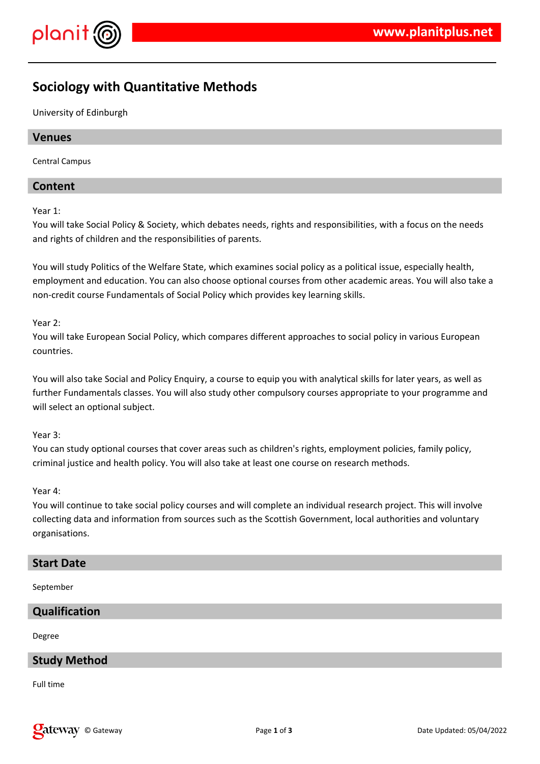# Sociology with Quantitative Methods

University of Edinburgh

## Venues

Central Campus

## Content

Year 1:
You will take Social Policy & Society, which debates needs, rights and responsibilities, with a focus on the needs and rights of children and the responsibilities of parents.

You will study Politics of the Welfare State, which examines social policy as a political issue, especially health, employment and education. You can also choose optional courses from other academic areas. You will also take a non-credit course Fundamentals of Social Policy which provides key learning skills.

Year 2:
You will take European Social Policy, which compares different approaches to social policy in various European countries.

You will also take Social and Policy Enquiry, a course to equip you with analytical skills for later years, as well as further Fundamentals classes. You will also study other compulsory courses appropriate to your programme and will select an optional subject.

Year 3:
You can study optional courses that cover areas such as children's rights, employment policies, family policy, criminal justice and health policy. You will also take at least one course on research methods.

Year 4:
You will continue to take social policy courses and will complete an individual research project. This will involve collecting data and information from sources such as the Scottish Government, local authorities and voluntary organisations.

## Start Date

September

## Qualification

Degree

## Study Method

Full time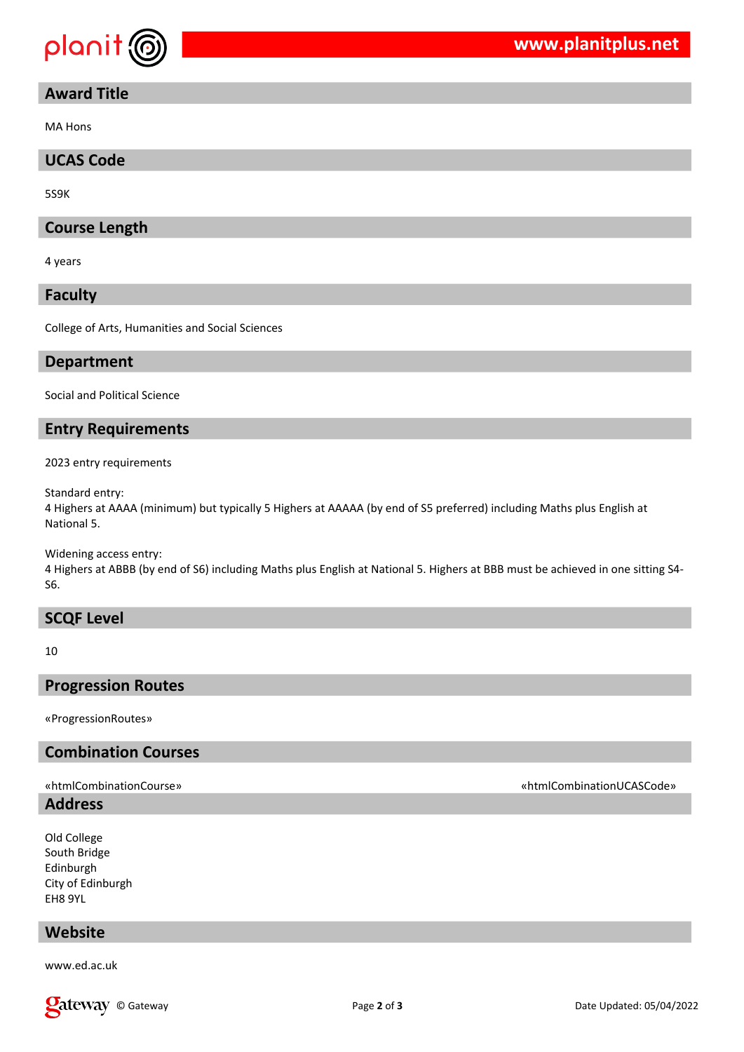## Award Title

MA Hons

## UCAS Code

5S9K

## Course Length

4 years

## Faculty

College of Arts, Humanities and Social Sciences

## Department

Social and Political Science

## Entry Requirements

2023 entry requirements

Standard entry:
4 Highers at AAAA (minimum) but typically 5 Highers at AAAAA (by end of S5 preferred) including Maths plus English at National 5.

Widening access entry:
4 Highers at ABBB (by end of S6) including Maths plus English at National 5. Highers at BBB must be achieved in one sitting S4-S6.

## SCQF Level

10

## Progression Routes

«ProgressionRoutes»

## Combination Courses

«htmlCombinationCourse» «htmlCombinationUCASCode»

## Address

Old College
South Bridge
Edinburgh
City of Edinburgh
EH8 9YL

## Website

www.ed.ac.uk